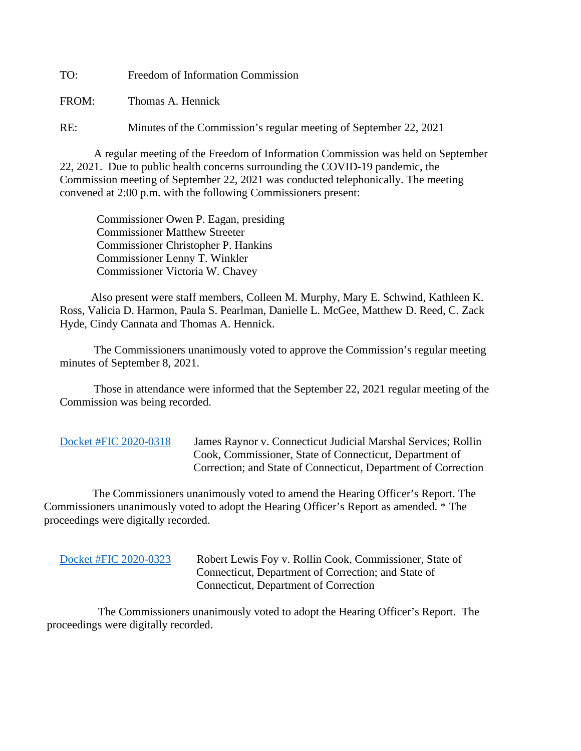TO: Freedom of Information Commission

FROM: Thomas A. Hennick

RE: Minutes of the Commission's regular meeting of September 22, 2021

A regular meeting of the Freedom of Information Commission was held on September 22, 2021. Due to public health concerns surrounding the COVID-19 pandemic, the Commission meeting of September 22, 2021 was conducted telephonically. The meeting convened at 2:00 p.m. with the following Commissioners present:

Commissioner Owen P. Eagan, presiding
Commissioner Matthew Streeter
Commissioner Christopher P. Hankins
Commissioner Lenny T. Winkler
Commissioner Victoria W. Chavey

Also present were staff members, Colleen M. Murphy, Mary E. Schwind, Kathleen K. Ross, Valicia D. Harmon, Paula S. Pearlman, Danielle L. McGee, Matthew D. Reed, C. Zack Hyde, Cindy Cannata and Thomas A. Hennick.

The Commissioners unanimously voted to approve the Commission's regular meeting minutes of September 8, 2021.

Those in attendance were informed that the September 22, 2021 regular meeting of the Commission was being recorded.

Docket #FIC 2020-0318 James Raynor v. Connecticut Judicial Marshal Services; Rollin Cook, Commissioner, State of Connecticut, Department of Correction; and State of Connecticut, Department of Correction

The Commissioners unanimously voted to amend the Hearing Officer's Report. The Commissioners unanimously voted to adopt the Hearing Officer's Report as amended. * The proceedings were digitally recorded.

Docket #FIC 2020-0323 Robert Lewis Foy v. Rollin Cook, Commissioner, State of Connecticut, Department of Correction; and State of Connecticut, Department of Correction

The Commissioners unanimously voted to adopt the Hearing Officer's Report. The proceedings were digitally recorded.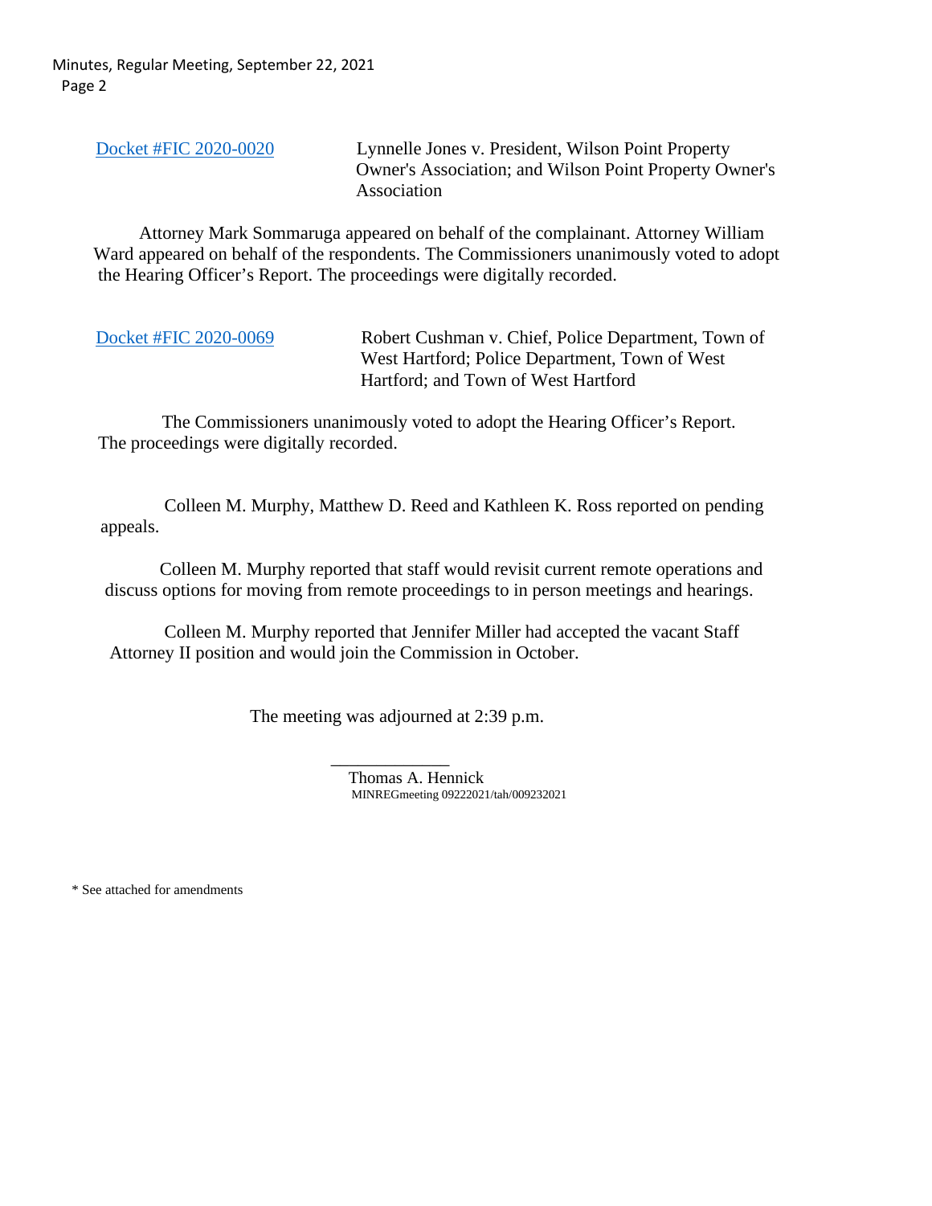Docket #FIC 2020-0020 — Lynnelle Jones v. President, Wilson Point Property Owner's Association; and Wilson Point Property Owner's Association

Attorney Mark Sommaruga appeared on behalf of the complainant. Attorney William Ward appeared on behalf of the respondents. The Commissioners unanimously voted to adopt the Hearing Officer's Report. The proceedings were digitally recorded.

Docket #FIC 2020-0069 — Robert Cushman v. Chief, Police Department, Town of West Hartford; Police Department, Town of West Hartford; and Town of West Hartford

The Commissioners unanimously voted to adopt the Hearing Officer's Report. The proceedings were digitally recorded.

Colleen M. Murphy, Matthew D. Reed and Kathleen K. Ross reported on pending appeals.

Colleen M. Murphy reported that staff would revisit current remote operations and discuss options for moving from remote proceedings to in person meetings and hearings.

Colleen M. Murphy reported that Jennifer Miller had accepted the vacant Staff Attorney II position and would join the Commission in October.

The meeting was adjourned at 2:39 p.m.

\_\_\_\_\_\_\_\_\_\_\_\_\_\_
Thomas A. Hennick
MINREGmeeting 09222021/tah/009232021

* See attached for amendments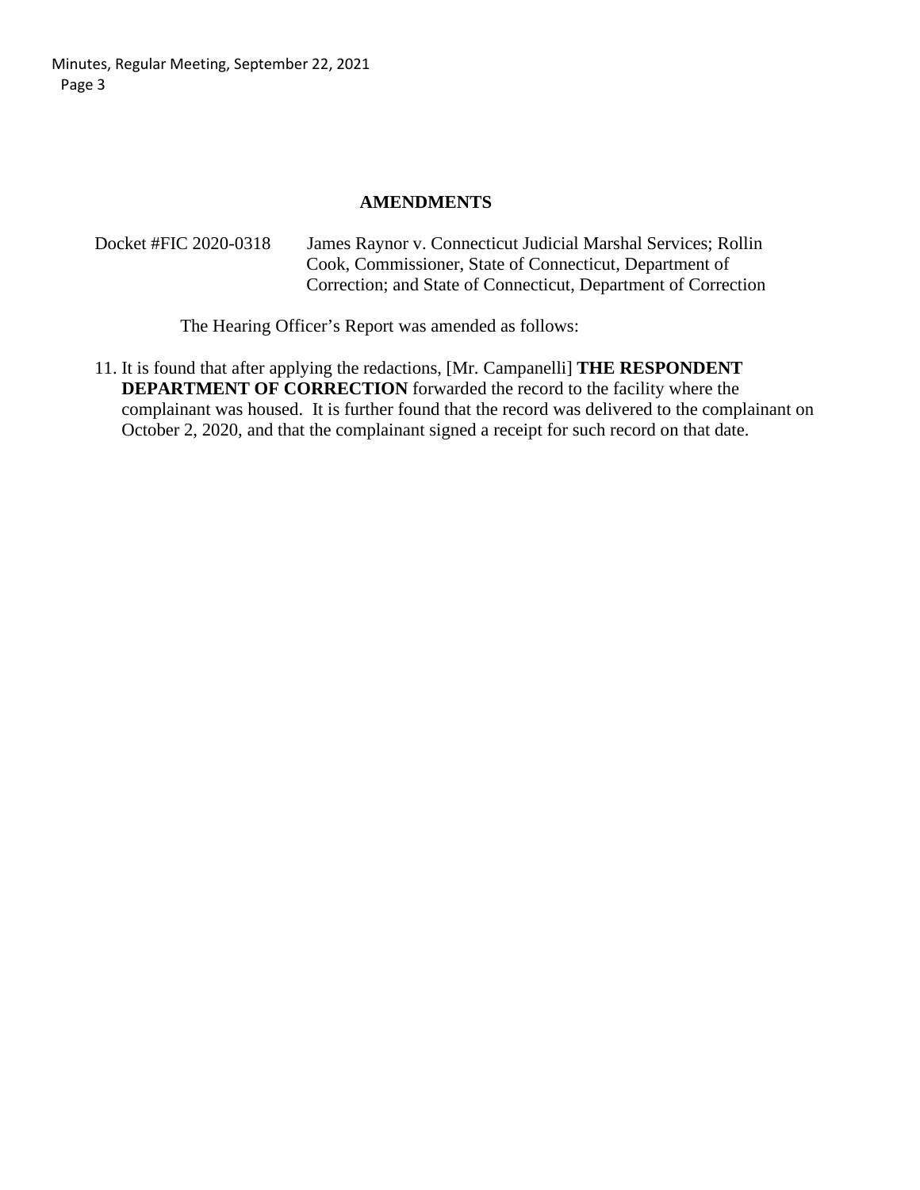## AMENDMENTS

Docket #FIC 2020-0318 James Raynor v. Connecticut Judicial Marshal Services; Rollin Cook, Commissioner, State of Connecticut, Department of Correction; and State of Connecticut, Department of Correction

The Hearing Officer's Report was amended as follows:

11. It is found that after applying the redactions, [Mr. Campanelli] **THE RESPONDENT DEPARTMENT OF CORRECTION** forwarded the record to the facility where the complainant was housed. It is further found that the record was delivered to the complainant on October 2, 2020, and that the complainant signed a receipt for such record on that date.